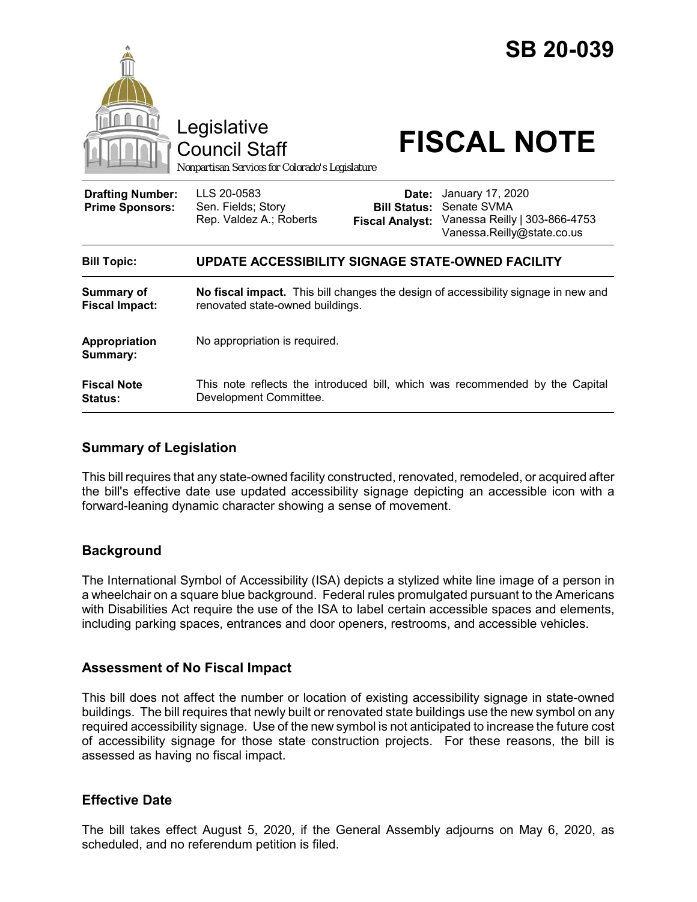# SB 20-039

Legislative Council Staff

*Nonpartisan Services for Colorado's Legislature*

# FISCAL NOTE

| | | | |
|---|---|---|---|
| **Drafting Number:** | LLS 20-0583 | **Date:** | January 17, 2020 |
| **Prime Sponsors:** | Sen. Fields; Story<br>Rep. Valdez A.; Roberts | **Bill Status:** | Senate SVMA |
| | | **Fiscal Analyst:** | Vanessa Reilly \| 303-866-4753<br>Vanessa.Reilly@state.co.us |

| | |
|---|---|
| **Bill Topic:** | **UPDATE ACCESSIBILITY SIGNAGE STATE-OWNED FACILITY** |
| **Summary of Fiscal Impact:** | **No fiscal impact.** This bill changes the design of accessibility signage in new and renovated state-owned buildings. |
| **Appropriation Summary:** | No appropriation is required. |
| **Fiscal Note Status:** | This note reflects the introduced bill, which was recommended by the Capital Development Committee. |

## Summary of Legislation

This bill requires that any state-owned facility constructed, renovated, remodeled, or acquired after the bill's effective date use updated accessibility signage depicting an accessible icon with a forward-leaning dynamic character showing a sense of movement.

## Background

The International Symbol of Accessibility (ISA) depicts a stylized white line image of a person in a wheelchair on a square blue background. Federal rules promulgated pursuant to the Americans with Disabilities Act require the use of the ISA to label certain accessible spaces and elements, including parking spaces, entrances and door openers, restrooms, and accessible vehicles.

## Assessment of No Fiscal Impact

This bill does not affect the number or location of existing accessibility signage in state-owned buildings. The bill requires that newly built or renovated state buildings use the new symbol on any required accessibility signage. Use of the new symbol is not anticipated to increase the future cost of accessibility signage for those state construction projects. For these reasons, the bill is assessed as having no fiscal impact.

## Effective Date

The bill takes effect August 5, 2020, if the General Assembly adjourns on May 6, 2020, as scheduled, and no referendum petition is filed.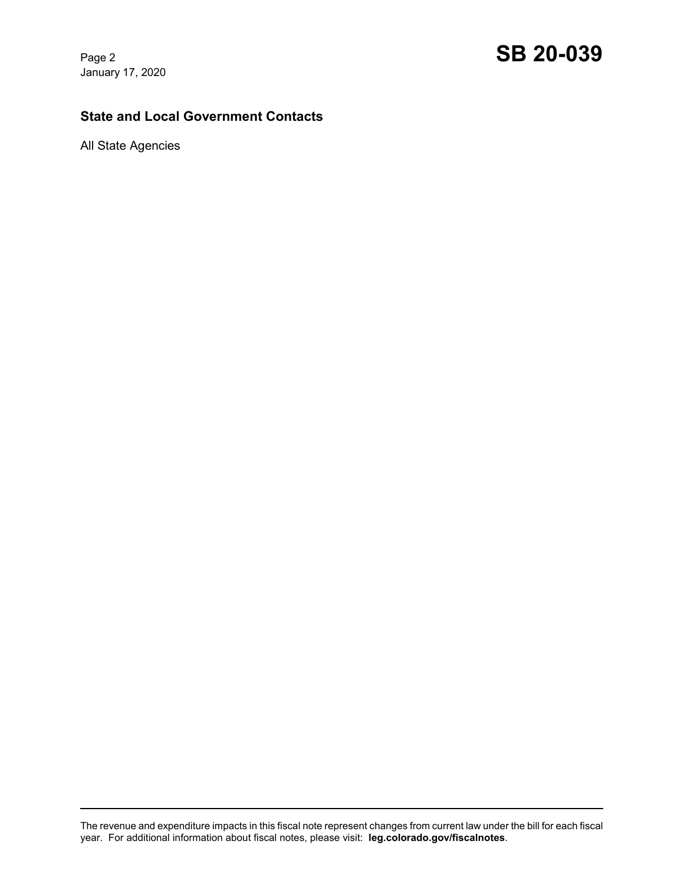## State and Local Government Contacts

All State Agencies

The revenue and expenditure impacts in this fiscal note represent changes from current law under the bill for each fiscal year. For additional information about fiscal notes, please visit: **leg.colorado.gov/fiscalnotes**.